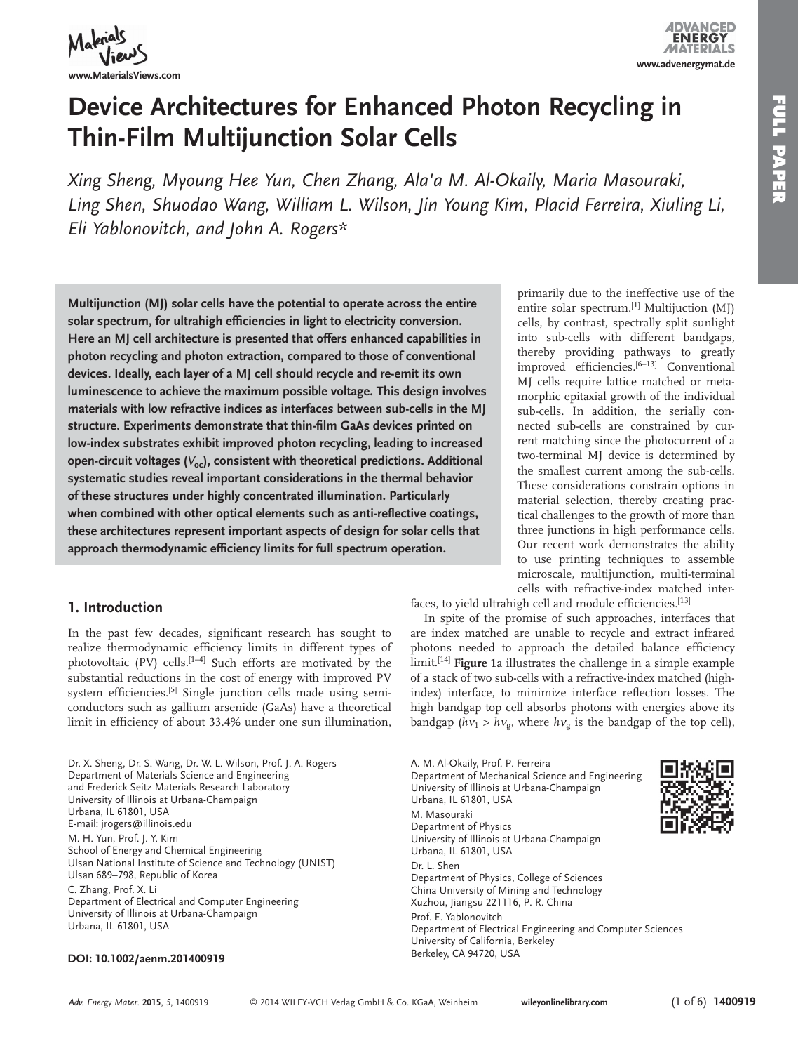# Device Architectures for Enhanced Photon Recycling in Thin-Film Multijunction Solar Cells

*Xing Sheng, Myoung Hee Yun, Chen Zhang, Ala'a M. Al-Okaily, Maria Masouraki, Ling Shen, Shuodao Wang, William L. Wilson, Jin Young Kim, Placid Ferreira, Xiuling Li, Eli Yablonovitch, and John A. Rogers**

**Multijunction (MJ) solar cells have the potential to operate across the entire solar spectrum, for ultrahigh efficiencies in light to electricity conversion. Here an MJ cell architecture is presented that offers enhanced capabilities in photon recycling and photon extraction, compared to those of conventional devices. Ideally, each layer of a MJ cell should recycle and re-emit its own luminescence to achieve the maximum possible voltage. This design involves materials with low refractive indices as interfaces between sub-cells in the MJ structure. Experiments demonstrate that thin-film GaAs devices printed on low-index substrates exhibit improved photon recycling, leading to increased open-circuit voltages ($V_{oc}$), consistent with theoretical predictions. Additional systematic studies reveal important considerations in the thermal behavior of these structures under highly concentrated illumination. Particularly when combined with other optical elements such as anti-reflective coatings, these architectures represent important aspects of design for solar cells that approach thermodynamic efficiency limits for full spectrum operation.**

## 1. Introduction

In the past few decades, significant research has sought to realize thermodynamic efficiency limits in different types of photovoltaic (PV) cells.[1–4] Such efforts are motivated by the substantial reductions in the cost of energy with improved PV system efficiencies.[5] Single junction cells made using semiconductors such as gallium arsenide (GaAs) have a theoretical limit in efficiency of about 33.4% under one sun illumination, primarily due to the ineffective use of the entire solar spectrum.[1] Multijuction (MJ) cells, by contrast, spectrally split sunlight into sub-cells with different bandgaps, thereby providing pathways to greatly improved efficiencies.[6–13] Conventional MJ cells require lattice matched or metamorphic epitaxial growth of the individual sub-cells. In addition, the serially connected sub-cells are constrained by current matching since the photocurrent of a two-terminal MJ device is determined by the smallest current among the sub-cells. These considerations constrain options in material selection, thereby creating practical challenges to the growth of more than three junctions in high performance cells. Our recent work demonstrates the ability to use printing techniques to assemble microscale, multijunction, multi-terminal cells with refractive-index matched interfaces, to yield ultrahigh cell and module efficiencies.[13]

In spite of the promise of such approaches, interfaces that are index matched are unable to recycle and extract infrared photons needed to approach the detailed balance efficiency limit.[14] **Figure 1**a illustrates the challenge in a simple example of a stack of two sub-cells with a refractive-index matched (high-index) interface, to minimize interface reflection losses. The high bandgap top cell absorbs photons with energies above its bandgap ($h\nu_1 > h\nu_g$, where $h\nu_g$ is the bandgap of the top cell),

Dr. X. Sheng, Dr. S. Wang, Dr. W. L. Wilson, Prof. J. A. Rogers
Department of Materials Science and Engineering and Frederick Seitz Materials Research Laboratory
University of Illinois at Urbana-Champaign
Urbana, IL 61801, USA
E-mail: jrogers@illinois.edu

M. H. Yun, Prof. J. Y. Kim
School of Energy and Chemical Engineering
Ulsan National Institute of Science and Technology (UNIST)
Ulsan 689–798, Republic of Korea

C. Zhang, Prof. X. Li
Department of Electrical and Computer Engineering
University of Illinois at Urbana-Champaign
Urbana, IL 61801, USA

A. M. Al-Okaily, Prof. P. Ferreira
Department of Mechanical Science and Engineering
University of Illinois at Urbana-Champaign
Urbana, IL 61801, USA

M. Masouraki
Department of Physics
University of Illinois at Urbana-Champaign
Urbana, IL 61801, USA

Dr. L. Shen
Department of Physics, College of Sciences
China University of Mining and Technology
Xuzhou, Jiangsu 221116, P. R. China

Prof. E. Yablonovitch
Department of Electrical Engineering and Computer Sciences
University of California, Berkeley
Berkeley, CA 94720, USA

**DOI: 10.1002/aenm.201400919**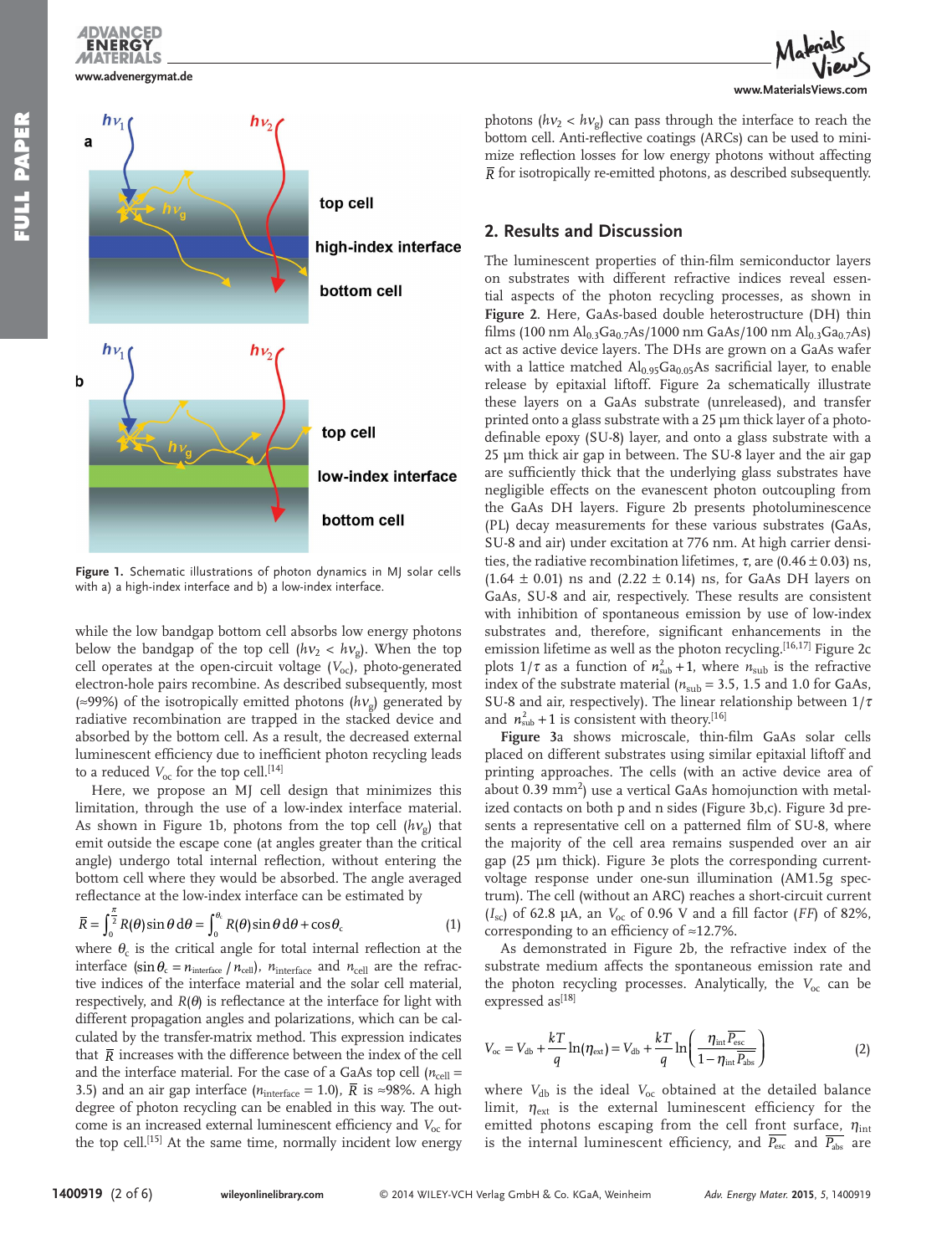Figure 1. Schematic illustrations of photon dynamics in MJ solar cells with a) a high-index interface and b) a low-index interface.

while the low bandgap bottom cell absorbs low energy photons below the bandgap of the top cell ($h\nu_2 < h\nu_g$). When the top cell operates at the open-circuit voltage ($V_{oc}$), photo-generated electron-hole pairs recombine. As described subsequently, most (≈99%) of the isotropically emitted photons ($h\nu_g$) generated by radiative recombination are trapped in the stacked device and absorbed by the bottom cell. As a result, the decreased external luminescent efficiency due to inefficient photon recycling leads to a reduced $V_{oc}$ for the top cell.[14]

Here, we propose an MJ cell design that minimizes this limitation, through the use of a low-index interface material. As shown in Figure 1b, photons from the top cell ($h\nu_g$) that emit outside the escape cone (at angles greater than the critical angle) undergo total internal reflection, without entering the bottom cell where they would be absorbed. The angle averaged reflectance at the low-index interface can be estimated by

$$\bar{R} = \int_0^{\frac{\pi}{2}} R(\theta)\sin\theta\, d\theta = \int_0^{\theta_c} R(\theta)\sin\theta\, d\theta + \cos\theta_c \tag{1}$$

where $\theta_c$ is the critical angle for total internal reflection at the interface ($\sin\theta_c = n_{interface}/n_{cell}$), $n_{interface}$ and $n_{cell}$ are the refractive indices of the interface material and the solar cell material, respectively, and $R(\theta)$ is reflectance at the interface for light with different propagation angles and polarizations, which can be calculated by the transfer-matrix method. This expression indicates that $\bar{R}$ increases with the difference between the index of the cell and the interface material. For the case of a GaAs top cell ($n_{cell}$ = 3.5) and an air gap interface ($n_{interface}$ = 1.0), $\bar{R}$ is ≈98%. A high degree of photon recycling can be enabled in this way. The outcome is an increased external luminescent efficiency and $V_{oc}$ for the top cell.[15] At the same time, normally incident low energy photons ($h\nu_2 < h\nu_g$) can pass through the interface to reach the bottom cell. Anti-reflective coatings (ARCs) can be used to minimize reflection losses for low energy photons without affecting $\bar{R}$ for isotropically re-emitted photons, as described subsequently.

## 2. Results and Discussion

The luminescent properties of thin-film semiconductor layers on substrates with different refractive indices reveal essential aspects of the photon recycling processes, as shown in **Figure 2**. Here, GaAs-based double heterostructure (DH) thin films (100 nm $Al_{0.3}Ga_{0.7}As$/100 nm GaAs/100 nm $Al_{0.3}Ga_{0.7}As$) act as active device layers. The DHs are grown on a GaAs wafer with a lattice matched $Al_{0.95}Ga_{0.05}As$ sacrificial layer, to enable release by epitaxial liftoff. Figure 2a schematically illustrate these layers on a GaAs substrate (unreleased), and transfer printed onto a glass substrate with a 25 µm thick layer of a photodefinable epoxy (SU-8) layer, and onto a glass substrate with a 25 µm thick air gap in between. The SU-8 layer and the air gap are sufficiently thick that the underlying glass substrates have negligible effects on the evanescent photon outcoupling from the GaAs DH layers. Figure 2b presents photoluminescence (PL) decay measurements for these various substrates (GaAs, SU-8 and air) under excitation at 776 nm. At high carrier densities, the radiative recombination lifetimes, $\tau$, are (0.46 ± 0.03) ns, (1.64 ± 0.01) ns and (2.22 ± 0.14) ns, for GaAs DH layers on GaAs, SU-8 and air, respectively. These results are consistent with inhibition of spontaneous emission by use of low-index substrates and, therefore, significant enhancements in the emission lifetime as well as the photon recycling.[16,17] Figure 2c plots $1/\tau$ as a function of $n_{sub}^2 + 1$, where $n_{sub}$ is the refractive index of the substrate material ($n_{sub}$ = 3.5, 1.5 and 1.0 for GaAs, SU-8 and air, respectively). The linear relationship between $1/\tau$ and $n_{sub}^2 + 1$ is consistent with theory.[16]

**Figure** 3a shows microscale, thin-film GaAs solar cells placed on different substrates using similar epitaxial liftoff and printing approaches. The cells (with an active device area of about 0.39 mm²) use a vertical GaAs homojunction with metalized contacts on both p and n sides (Figure 3b,c). Figure 3d presents a representative cell on a patterned film of SU-8, where the majority of the cell area remains suspended over an air gap (25 µm thick). Figure 3e plots the corresponding current-voltage response under one-sun illumination (AM1.5g spectrum). The cell (without an ARC) reaches a short-circuit current ($I_{sc}$) of 62.8 µA, an $V_{oc}$ of 0.96 V and a fill factor ($FF$) of 82%, corresponding to an efficiency of ≈12.7%.

As demonstrated in Figure 2b, the refractive index of the substrate medium affects the spontaneous emission rate and the photon recycling processes. Analytically, the $V_{oc}$ can be expressed as[18]

$$V_{oc} = V_{db} + \frac{kT}{q}\ln(\eta_{ext}) = V_{db} + \frac{kT}{q}\ln\left(\frac{\eta_{int}\overline{P_{esc}}}{1-\eta_{int}\overline{P_{abs}}}\right) \tag{2}$$

where $V_{db}$ is the ideal $V_{oc}$ obtained at the detailed balance limit, $\eta_{ext}$ is the external luminescent efficiency for the emitted photons escaping from the cell front surface, $\eta_{int}$ is the internal luminescent efficiency, and $\overline{P_{esc}}$ and $\overline{P_{abs}}$ are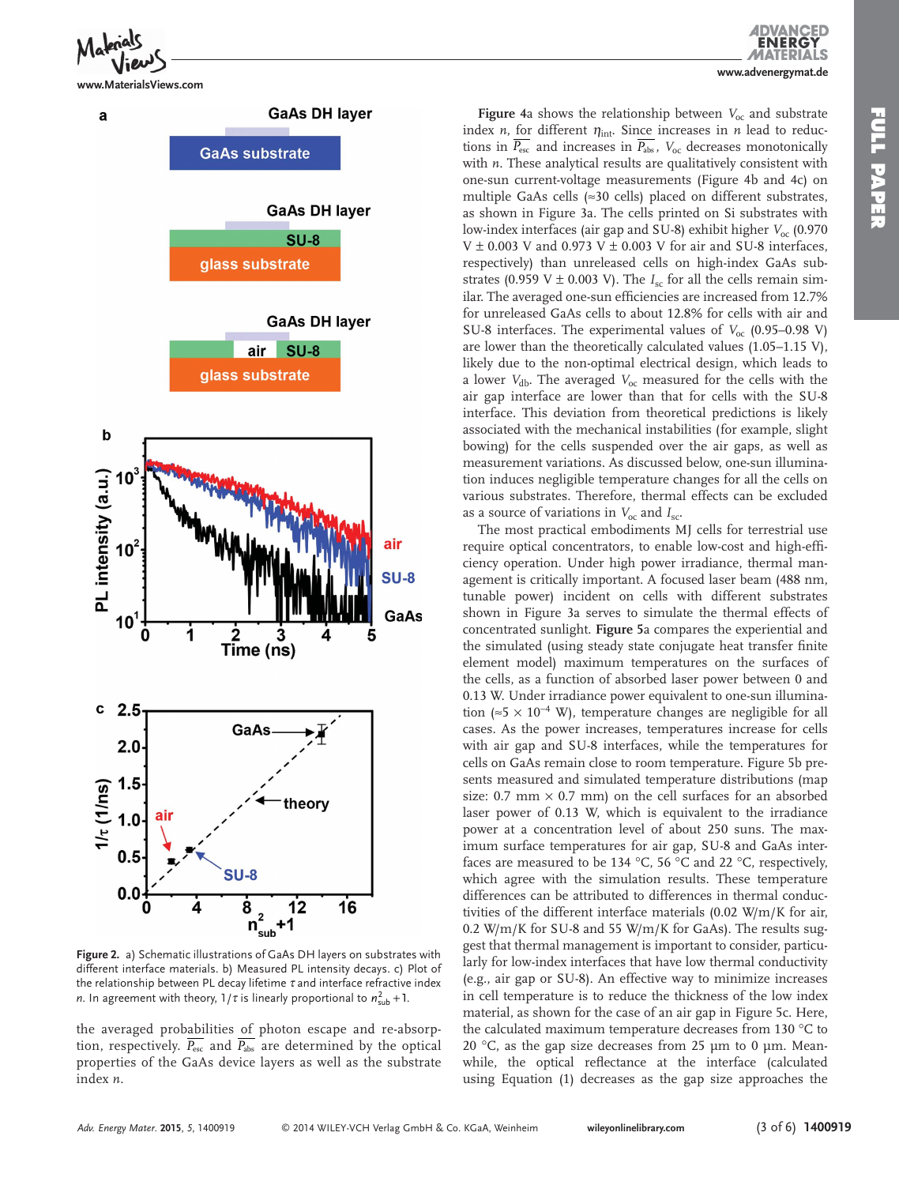Figure 2. a) Schematic illustrations of GaAs DH layers on substrates with different interface materials. b) Measured PL intensity decays. c) Plot of the relationship between PL decay lifetime $\tau$ and interface refractive index $n$. In agreement with theory, $1/\tau$ is linearly proportional to $n_{\rm sub}^2 + 1$.

the averaged probabilities of photon escape and re-absorption, respectively. $\overline{P_{\rm esc}}$ and $\overline{P_{\rm abs}}$ are determined by the optical properties of the GaAs device layers as well as the substrate index $n$.

Figure 4a shows the relationship between $V_{\rm oc}$ and substrate index $n$, for different $\eta_{\rm int}$. Since increases in $n$ lead to reductions in $\overline{P_{\rm esc}}$ and increases in $\overline{P_{\rm abs}}$, $V_{\rm oc}$ decreases monotonically with $n$. These analytical results are qualitatively consistent with one-sun current-voltage measurements (Figure 4b and 4c) on multiple GaAs cells (≈30 cells) placed on different substrates, as shown in Figure 3a. The cells printed on Si substrates with low-index interfaces (air gap and SU-8) exhibit higher $V_{\rm oc}$ (0.970 V ± 0.003 V and 0.973 V ± 0.003 V for air and SU-8 interfaces, respectively) than unreleased cells on high-index GaAs substrates (0.959 V ± 0.003 V). The $I_{\rm sc}$ for all the cells remain similar. The averaged one-sun efficiencies are increased from 12.7% for unreleased GaAs cells to about 12.8% for cells with air and SU-8 interfaces. The experimental values of $V_{\rm oc}$ (0.95–0.98 V) are lower than the theoretically calculated values (1.05–1.15 V), likely due to the non-optimal electrical design, which leads to a lower $V_{\rm db}$. The averaged $V_{\rm oc}$ measured for the cells with the air gap interface are lower than that for cells with the SU-8 interface. This deviation from theoretical predictions is likely associated with the mechanical instabilities (for example, slight bowing) for the cells suspended over the air gaps, as well as measurement variations. As discussed below, one-sun illumination induces negligible temperature changes for all the cells on various substrates. Therefore, thermal effects can be excluded as a source of variations in $V_{\rm oc}$ and $I_{\rm sc}$.

The most practical embodiments MJ cells for terrestrial use require optical concentrators, to enable low-cost and high-efficiency operation. Under high power irradiance, thermal management is critically important. A focused laser beam (488 nm, tunable power) incident on cells with different substrates shown in Figure 3a serves to simulate the thermal effects of concentrated sunlight. **Figure 5**a compares the experiential and the simulated (using steady state conjugate heat transfer finite element model) maximum temperatures on the surfaces of the cells, as a function of absorbed laser power between 0 and 0.13 W. Under irradiance power equivalent to one-sun illumination (≈5 × $10^{-4}$ W), temperature changes are negligible for all cases. As the power increases, temperatures increase for cells with air gap and SU-8 interfaces, while the temperatures for cells on GaAs remain close to room temperature. Figure 5b presents measured and simulated temperature distributions (map size: 0.7 mm × 0.7 mm) on the cell surfaces for an absorbed laser power of 0.13 W, which is equivalent to the irradiance power at a concentration level of about 250 suns. The maximum surface temperatures for air gap, SU-8 and GaAs interfaces are measured to be 134 °C, 56 °C and 22 °C, respectively, which agree with the simulation results. These temperature differences can be attributed to differences in thermal conductivities of the different interface materials (0.02 W/m/K for air, 0.2 W/m/K for SU-8 and 55 W/m/K for GaAs). The results suggest that thermal management is important to consider, particularly for low-index interfaces that have low thermal conductivity (e.g., air gap or SU-8). An effective way to minimize increases in cell temperature is to reduce the thickness of the low index material, as shown for the case of an air gap in Figure 5c. Here, the calculated maximum temperature decreases from 130 °C to 20 °C, as the gap size decreases from 25 µm to 0 µm. Meanwhile, the optical reflectance at the interface (calculated using Equation (1) decreases as the gap size approaches the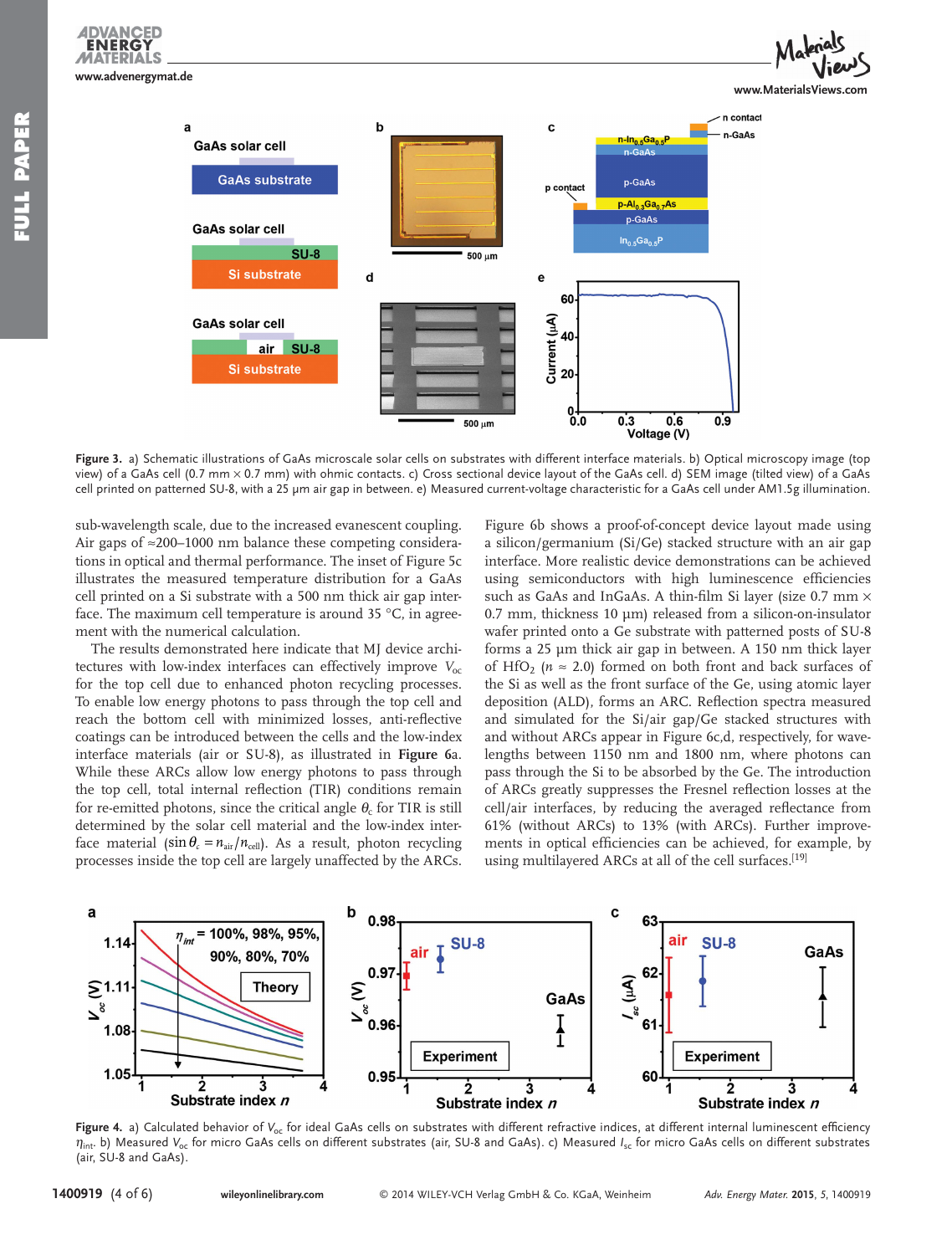Figure 3. a) Schematic illustrations of GaAs microscale solar cells on substrates with different interface materials. b) Optical microscopy image (top view) of a GaAs cell (0.7 mm × 0.7 mm) with ohmic contacts. c) Cross sectional device layout of the GaAs cell. d) SEM image (tilted view) of a GaAs cell printed on patterned SU-8, with a 25 µm air gap in between. e) Measured current-voltage characteristic for a GaAs cell under AM1.5g illumination.

sub-wavelength scale, due to the increased evanescent coupling. Air gaps of ≈200–1000 nm balance these competing considerations in optical and thermal performance. The inset of Figure 5c illustrates the measured temperature distribution for a GaAs cell printed on a Si substrate with a 500 nm thick air gap interface. The maximum cell temperature is around 35 °C, in agreement with the numerical calculation.

The results demonstrated here indicate that MJ device architectures with low-index interfaces can effectively improve $V_{oc}$ for the top cell due to enhanced photon recycling processes. To enable low energy photons to pass through the top cell and reach the bottom cell with minimized losses, anti-reflective coatings can be introduced between the cells and the low-index interface materials (air or SU-8), as illustrated in **Figure 6**a. While these ARCs allow low energy photons to pass through the top cell, total internal reflection (TIR) conditions remain for re-emitted photons, since the critical angle $\theta_c$ for TIR is still determined by the solar cell material and the low-index interface material ($\sin\theta_c = n_{air}/n_{cell}$). As a result, photon recycling processes inside the top cell are largely unaffected by the ARCs.

Figure 6b shows a proof-of-concept device layout made using a silicon/germanium (Si/Ge) stacked structure with an air gap interface. More realistic device demonstrations can be achieved using semiconductors with high luminescence efficiencies such as GaAs and InGaAs. A thin-film Si layer (size 0.7 mm × 0.7 mm, thickness 10 µm) released from a silicon-on-insulator wafer printed onto a Ge substrate with patterned posts of SU-8 forms a 25 µm thick air gap in between. A 150 nm thick layer of $HfO_2$ ($n \approx 2.0$) formed on both front and back surfaces of the Si as well as the front surface of the Ge, using atomic layer deposition (ALD), forms an ARC. Reflection spectra measured and simulated for the Si/air gap/Ge stacked structures with and without ARCs appear in Figure 6c,d, respectively, for wavelengths between 1150 nm and 1800 nm, where photons can pass through the Si to be absorbed by the Ge. The introduction of ARCs greatly suppresses the Fresnel reflection losses at the cell/air interfaces, by reducing the averaged reflectance from 61% (without ARCs) to 13% (with ARCs). Further improvements in optical efficiencies can be achieved, for example, by using multilayered ARCs at all of the cell surfaces.[19]

Figure 4. a) Calculated behavior of $V_{oc}$ for ideal GaAs cells on substrates with different refractive indices, at different internal luminescent efficiency $\eta_{int}$. b) Measured $V_{oc}$ for micro GaAs cells on different substrates (air, SU-8 and GaAs). c) Measured $I_{sc}$ for micro GaAs cells on different substrates (air, SU-8 and GaAs).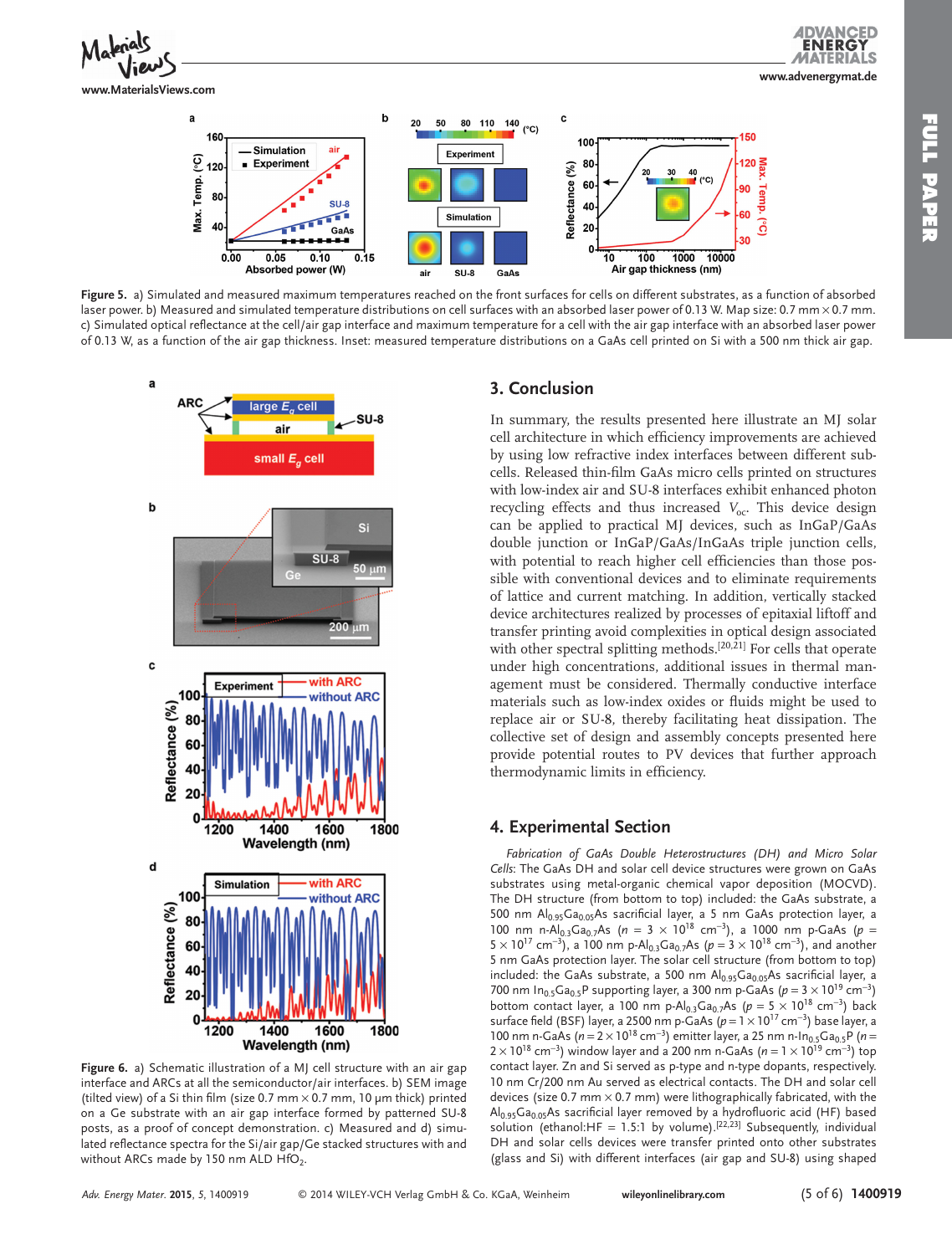**Figure 5.** a) Simulated and measured maximum temperatures reached on the front surfaces for cells on different substrates, as a function of absorbed laser power. b) Measured and simulated temperature distributions on cell surfaces with an absorbed laser power of 0.13 W. Map size: 0.7 mm × 0.7 mm. c) Simulated optical reflectance at the cell/air gap interface and maximum temperature for a cell with the air gap interface with an absorbed laser power of 0.13 W, as a function of the air gap thickness. Inset: measured temperature distributions on a GaAs cell printed on Si with a 500 nm thick air gap.

**Figure 6.** a) Schematic illustration of a MJ cell structure with an air gap interface and ARCs at all the semiconductor/air interfaces. b) SEM image (tilted view) of a Si thin film (size 0.7 mm × 0.7 mm, 10 μm thick) printed on a Ge substrate with an air gap interface formed by patterned SU-8 posts, as a proof of concept demonstration. c) Measured and d) simulated reflectance spectra for the Si/air gap/Ge stacked structures with and without ARCs made by 150 nm ALD $HfO_2$.

## 3. Conclusion

In summary, the results presented here illustrate an MJ solar cell architecture in which efficiency improvements are achieved by using low refractive index interfaces between different subcells. Released thin-film GaAs micro cells printed on structures with low-index air and SU-8 interfaces exhibit enhanced photon recycling effects and thus increased $V_{oc}$. This device design can be applied to practical MJ devices, such as InGaP/GaAs double junction or InGaP/GaAs/InGaAs triple junction cells, with potential to reach higher cell efficiencies than those possible with conventional devices and to eliminate requirements of lattice and current matching. In addition, vertically stacked device architectures realized by processes of epitaxial liftoff and transfer printing avoid complexities in optical design associated with other spectral splitting methods.[20,21] For cells that operate under high concentrations, additional issues in thermal management must be considered. Thermally conductive interface materials such as low-index oxides or fluids might be used to replace air or SU-8, thereby facilitating heat dissipation. The collective set of design and assembly concepts presented here provide potential routes to PV devices that further approach thermodynamic limits in efficiency.

## 4. Experimental Section

*Fabrication of GaAs Double Heterostructures (DH) and Micro Solar Cells*: The GaAs DH and solar cell device structures were grown on GaAs substrates using metal-organic chemical vapor deposition (MOCVD). The DH structure (from bottom to top) included: the GaAs substrate, a 500 nm $Al_{0.95}Ga_{0.05}As$ sacrificial layer, a 5 nm GaAs protection layer, a 100 nm n-$Al_{0.3}Ga_{0.7}As$ ($n = 3 \times 10^{18}$ cm$^{-3}$), a 1000 nm p-GaAs ($p = 5 \times 10^{17}$ cm$^{-3}$), a 100 nm p-$Al_{0.3}Ga_{0.7}As$ ($p = 3 \times 10^{18}$ cm$^{-3}$), and another 5 nm GaAs protection layer. The solar cell structure (from bottom to top) included: the GaAs substrate, a 500 nm $Al_{0.95}Ga_{0.05}As$ sacrificial layer, a 700 nm $In_{0.5}Ga_{0.5}P$ supporting layer, a 300 nm p-GaAs ($p = 3 \times 10^{19}$ cm$^{-3}$) bottom contact layer, a 100 nm p-$Al_{0.3}Ga_{0.7}As$ ($p = 5 \times 10^{18}$ cm$^{-3}$) back surface field (BSF) layer, a 2500 nm p-GaAs ($p = 1 \times 10^{17}$ cm$^{-3}$) base layer, a 100 nm n-GaAs ($n = 2 \times 10^{18}$ cm$^{-3}$) emitter layer, a 25 nm n-$In_{0.5}Ga_{0.5}P$ ($n = 2 \times 10^{18}$ cm$^{-3}$) window layer and a 200 nm n-GaAs ($n = 1 \times 10^{19}$ cm$^{-3}$) top contact layer. Zn and Si served as p-type and n-type dopants, respectively. 10 nm Cr/200 nm Au served as electrical contacts. The DH and solar cell devices (size 0.7 mm × 0.7 mm) were lithographically fabricated, with the $Al_{0.95}Ga_{0.05}As$ sacrificial layer removed by a hydrofluoric acid (HF) based solution (ethanol:HF = 1.5:1 by volume).[22,23] Subsequently, individual DH and solar cells devices were transfer printed onto other substrates (glass and Si) with different interfaces (air gap and SU-8) using shaped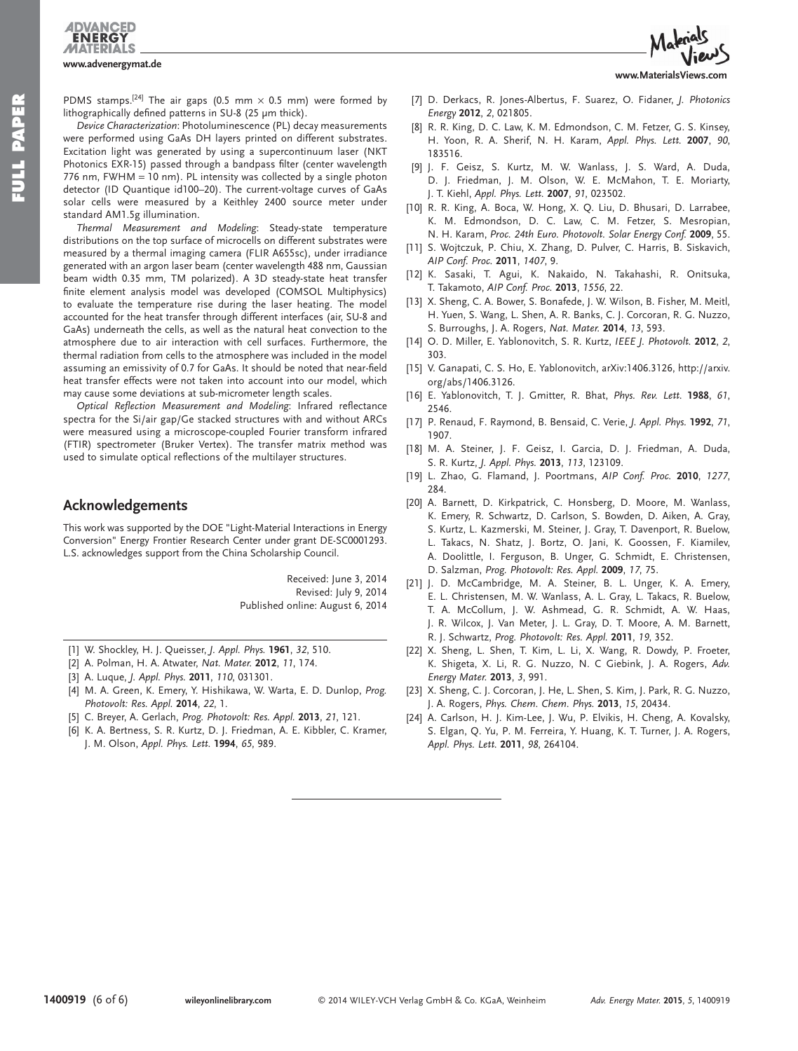PDMS stamps.[24] The air gaps (0.5 mm × 0.5 mm) were formed by lithographically defined patterns in SU-8 (25 μm thick).

*Device Characterization*: Photoluminescence (PL) decay measurements were performed using GaAs DH layers printed on different substrates. Excitation light was generated by using a supercontinuum laser (NKT Photonics EXR-15) passed through a bandpass filter (center wavelength 776 nm, FWHM = 10 nm). PL intensity was collected by a single photon detector (ID Quantique id100–20). The current-voltage curves of GaAs solar cells were measured by a Keithley 2400 source meter under standard AM1.5g illumination.

*Thermal Measurement and Modeling*: Steady-state temperature distributions on the top surface of microcells on different substrates were measured by a thermal imaging camera (FLIR A655sc), under irradiance generated with an argon laser beam (center wavelength 488 nm, Gaussian beam width 0.35 mm, TM polarized). A 3D steady-state heat transfer finite element analysis model was developed (COMSOL Multiphysics) to evaluate the temperature rise during the laser heating. The model accounted for the heat transfer through different interfaces (air, SU-8 and GaAs) underneath the cells, as well as the natural heat convection to the atmosphere due to air interaction with cell surfaces. Furthermore, the thermal radiation from cells to the atmosphere was included in the model assuming an emissivity of 0.7 for GaAs. It should be noted that near-field heat transfer effects were not taken into account into our model, which may cause some deviations at sub-micrometer length scales.

*Optical Reflection Measurement and Modeling*: Infrared reflectance spectra for the Si/air gap/Ge stacked structures with and without ARCs were measured using a microscope-coupled Fourier transform infrared (FTIR) spectrometer (Bruker Vertex). The transfer matrix method was used to simulate optical reflections of the multilayer structures.

## Acknowledgements

This work was supported by the DOE "Light-Material Interactions in Energy Conversion" Energy Frontier Research Center under grant DE-SC0001293. L.S. acknowledges support from the China Scholarship Council.

Received: June 3, 2014
Revised: July 9, 2014
Published online: August 6, 2014

[1] W. Shockley, H. J. Queisser, *J. Appl. Phys.* **1961**, *32*, 510.
[2] A. Polman, H. A. Atwater, *Nat. Mater.* **2012**, *11*, 174.
[3] A. Luque, *J. Appl. Phys.* **2011**, *110*, 031301.
[4] M. A. Green, K. Emery, Y. Hishikawa, W. Warta, E. D. Dunlop, *Prog. Photovolt: Res. Appl.* **2014**, *22*, 1.
[5] C. Breyer, A. Gerlach, *Prog. Photovolt: Res. Appl.* **2013**, *21*, 121.
[6] K. A. Bertness, S. R. Kurtz, D. J. Friedman, A. E. Kibbler, C. Kramer, J. M. Olson, *Appl. Phys. Lett.* **1994**, *65*, 989.
[7] D. Derkacs, R. Jones-Albertus, F. Suarez, O. Fidaner, *J. Photonics Energy* **2012**, *2*, 021805.
[8] R. R. King, D. C. Law, K. M. Edmondson, C. M. Fetzer, G. S. Kinsey, H. Yoon, R. A. Sherif, N. H. Karam, *Appl. Phys. Lett.* **2007**, *90*, 183516.
[9] J. F. Geisz, S. Kurtz, M. W. Wanlass, J. S. Ward, A. Duda, D. J. Friedman, J. M. Olson, W. E. McMahon, T. E. Moriarty, J. T. Kiehl, *Appl. Phys. Lett.* **2007**, *91*, 023502.
[10] R. R. King, A. Boca, W. Hong, X. Q. Liu, D. Bhusari, D. Larrabee, K. M. Edmondson, D. C. Law, C. M. Fetzer, S. Mesropian, N. H. Karam, *Proc. 24th Euro. Photovolt. Solar Energy Conf.* **2009**, 55.
[11] S. Wojtczuk, P. Chiu, X. Zhang, D. Pulver, C. Harris, B. Siskavich, *AIP Conf. Proc.* **2011**, *1407*, 9.
[12] K. Sasaki, T. Agui, K. Nakaido, N. Takahashi, R. Onitsuka, T. Takamoto, *AIP Conf. Proc.* **2013**, *1556*, 22.
[13] X. Sheng, C. A. Bower, S. Bonafede, J. W. Wilson, B. Fisher, M. Meitl, H. Yuen, S. Wang, L. Shen, A. R. Banks, C. J. Corcoran, R. G. Nuzzo, S. Burroughs, J. A. Rogers, *Nat. Mater.* **2014**, *13*, 593.
[14] O. D. Miller, E. Yablonovitch, S. R. Kurtz, *IEEE J. Photovolt.* **2012**, *2*, 303.
[15] V. Ganapati, C. S. Ho, E. Yablonovitch, arXiv:1406.3126, http://arxiv.org/abs/1406.3126.
[16] E. Yablonovitch, T. J. Gmitter, R. Bhat, *Phys. Rev. Lett.* **1988**, *61*, 2546.
[17] P. Renaud, F. Raymond, B. Bensaid, C. Verie, *J. Appl. Phys.* **1992**, *71*, 1907.
[18] M. A. Steiner, J. F. Geisz, I. Garcia, D. J. Friedman, A. Duda, S. R. Kurtz, *J. Appl. Phys.* **2013**, *113*, 123109.
[19] L. Zhao, G. Flamand, J. Poortmans, *AIP Conf. Proc.* **2010**, *1277*, 284.
[20] A. Barnett, D. Kirkpatrick, C. Honsberg, D. Moore, M. Wanlass, K. Emery, R. Schwartz, D. Carlson, S. Bowden, D. Aiken, A. Gray, S. Kurtz, L. Kazmerski, M. Steiner, J. Gray, T. Davenport, R. Buelow, L. Takacs, N. Shatz, J. Bortz, O. Jani, K. Goossen, F. Kiamilev, A. Doolittle, I. Ferguson, B. Unger, G. Schmidt, E. Christensen, D. Salzman, *Prog. Photovolt: Res. Appl.* **2009**, *17*, 75.
[21] J. D. McCambridge, M. A. Steiner, B. L. Unger, K. A. Emery, E. L. Christensen, M. W. Wanlass, A. L. Gray, L. Takacs, R. Buelow, T. A. McCollum, J. W. Ashmead, G. R. Schmidt, A. W. Haas, J. R. Wilcox, J. Van Meter, J. L. Gray, D. T. Moore, A. M. Barnett, R. J. Schwartz, *Prog. Photovolt: Res. Appl.* **2011**, *19*, 352.
[22] X. Sheng, L. Shen, T. Kim, L. Li, X. Wang, R. Dowdy, P. Froeter, K. Shigeta, X. Li, R. G. Nuzzo, N. C Giebink, J. A. Rogers, *Adv. Energy Mater.* **2013**, *3*, 991.
[23] X. Sheng, C. J. Corcoran, J. He, L. Shen, S. Kim, J. Park, R. G. Nuzzo, J. A. Rogers, *Phys. Chem. Chem. Phys.* **2013**, *15*, 20434.
[24] A. Carlson, H. J. Kim-Lee, J. Wu, P. Elvikis, H. Cheng, A. Kovalsky, S. Elgan, Q. Yu, P. M. Ferreira, Y. Huang, K. T. Turner, J. A. Rogers, *Appl. Phys. Lett.* **2011**, *98*, 264104.